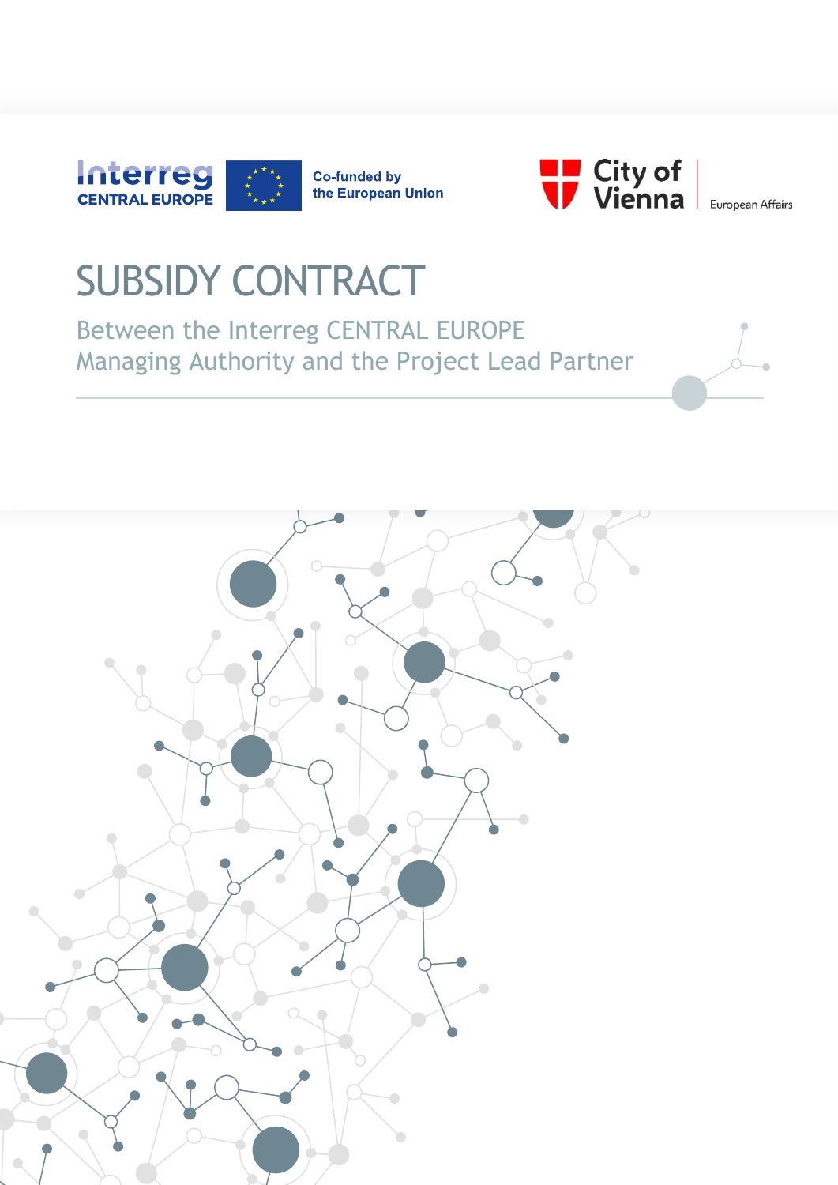Interreg CENTRAL EUROPE

Co-funded by the European Union

City of Vienna | European Affairs

# SUBSIDY CONTRACT

Between the Interreg CENTRAL EUROPE Managing Authority and the Project Lead Partner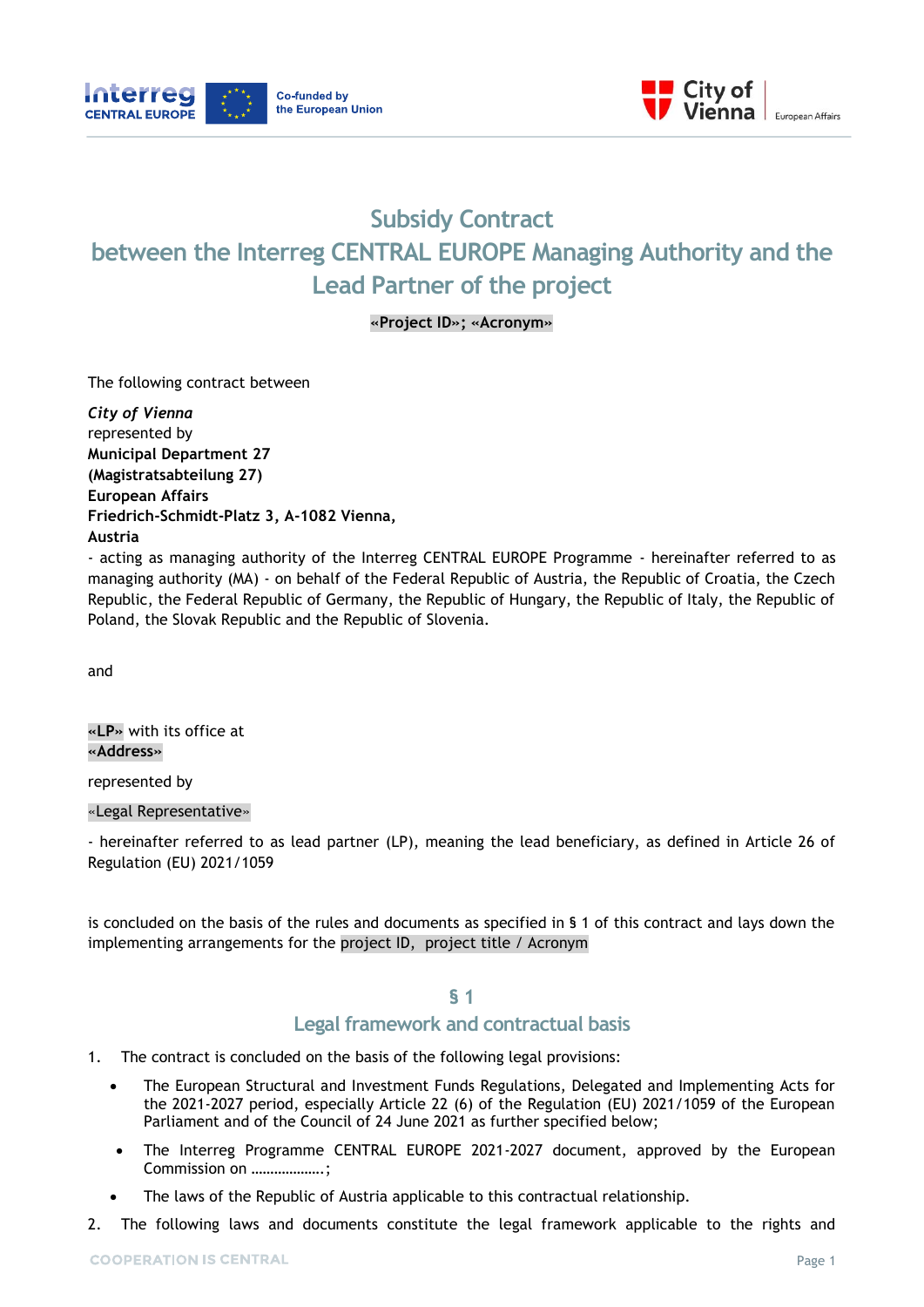# Subsidy Contract
# between the Interreg CENTRAL EUROPE Managing Authority and the Lead Partner of the project

**«Project ID»; «Acronym»**

The following contract between

***City of Vienna***
represented by
**Municipal Department 27**
**(Magistratsabteilung 27)**
**European Affairs**
**Friedrich-Schmidt-Platz 3, A-1082 Vienna,**
**Austria**

- acting as managing authority of the Interreg CENTRAL EUROPE Programme - hereinafter referred to as managing authority (MA) - on behalf of the Federal Republic of Austria, the Republic of Croatia, the Czech Republic, the Federal Republic of Germany, the Republic of Hungary, the Republic of Italy, the Republic of Poland, the Slovak Republic and the Republic of Slovenia.

and

**«LP»** with its office at
**«Address»**

represented by

«Legal Representative»

- hereinafter referred to as lead partner (LP), meaning the lead beneficiary, as defined in Article 26 of Regulation (EU) 2021/1059

is concluded on the basis of the rules and documents as specified in § 1 of this contract and lays down the implementing arrangements for the project ID, project title / Acronym

## § 1
## Legal framework and contractual basis

1. The contract is concluded on the basis of the following legal provisions:
   - The European Structural and Investment Funds Regulations, Delegated and Implementing Acts for the 2021-2027 period, especially Article 22 (6) of the Regulation (EU) 2021/1059 of the European Parliament and of the Council of 24 June 2021 as further specified below;
   - The Interreg Programme CENTRAL EUROPE 2021-2027 document, approved by the European Commission on ……………….;
   - The laws of the Republic of Austria applicable to this contractual relationship.
2. The following laws and documents constitute the legal framework applicable to the rights and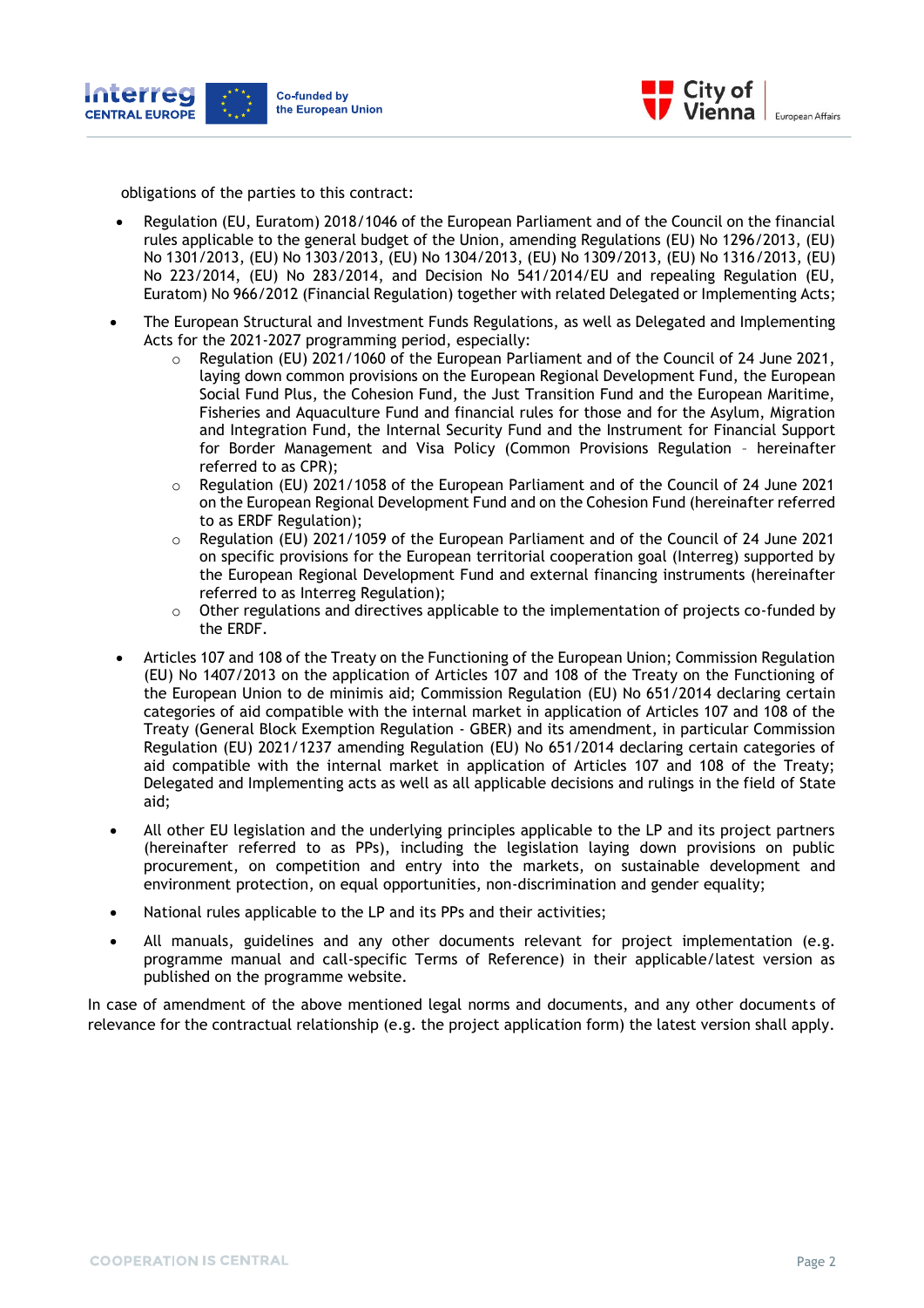obligations of the parties to this contract:

- Regulation (EU, Euratom) 2018/1046 of the European Parliament and of the Council on the financial rules applicable to the general budget of the Union, amending Regulations (EU) No 1296/2013, (EU) No 1301/2013, (EU) No 1303/2013, (EU) No 1304/2013, (EU) No 1309/2013, (EU) No 1316/2013, (EU) No 223/2014, (EU) No 283/2014, and Decision No 541/2014/EU and repealing Regulation (EU, Euratom) No 966/2012 (Financial Regulation) together with related Delegated or Implementing Acts;
- The European Structural and Investment Funds Regulations, as well as Delegated and Implementing Acts for the 2021-2027 programming period, especially:
    - Regulation (EU) 2021/1060 of the European Parliament and of the Council of 24 June 2021, laying down common provisions on the European Regional Development Fund, the European Social Fund Plus, the Cohesion Fund, the Just Transition Fund and the European Maritime, Fisheries and Aquaculture Fund and financial rules for those and for the Asylum, Migration and Integration Fund, the Internal Security Fund and the Instrument for Financial Support for Border Management and Visa Policy (Common Provisions Regulation – hereinafter referred to as CPR);
    - Regulation (EU) 2021/1058 of the European Parliament and of the Council of 24 June 2021 on the European Regional Development Fund and on the Cohesion Fund (hereinafter referred to as ERDF Regulation);
    - Regulation (EU) 2021/1059 of the European Parliament and of the Council of 24 June 2021 on specific provisions for the European territorial cooperation goal (Interreg) supported by the European Regional Development Fund and external financing instruments (hereinafter referred to as Interreg Regulation);
    - Other regulations and directives applicable to the implementation of projects co-funded by the ERDF.
- Articles 107 and 108 of the Treaty on the Functioning of the European Union; Commission Regulation (EU) No 1407/2013 on the application of Articles 107 and 108 of the Treaty on the Functioning of the European Union to de minimis aid; Commission Regulation (EU) No 651/2014 declaring certain categories of aid compatible with the internal market in application of Articles 107 and 108 of the Treaty (General Block Exemption Regulation - GBER) and its amendment, in particular Commission Regulation (EU) 2021/1237 amending Regulation (EU) No 651/2014 declaring certain categories of aid compatible with the internal market in application of Articles 107 and 108 of the Treaty; Delegated and Implementing acts as well as all applicable decisions and rulings in the field of State aid;
- All other EU legislation and the underlying principles applicable to the LP and its project partners (hereinafter referred to as PPs), including the legislation laying down provisions on public procurement, on competition and entry into the markets, on sustainable development and environment protection, on equal opportunities, non-discrimination and gender equality;
- National rules applicable to the LP and its PPs and their activities;
- All manuals, guidelines and any other documents relevant for project implementation (e.g. programme manual and call-specific Terms of Reference) in their applicable/latest version as published on the programme website.

In case of amendment of the above mentioned legal norms and documents, and any other documents of relevance for the contractual relationship (e.g. the project application form) the latest version shall apply.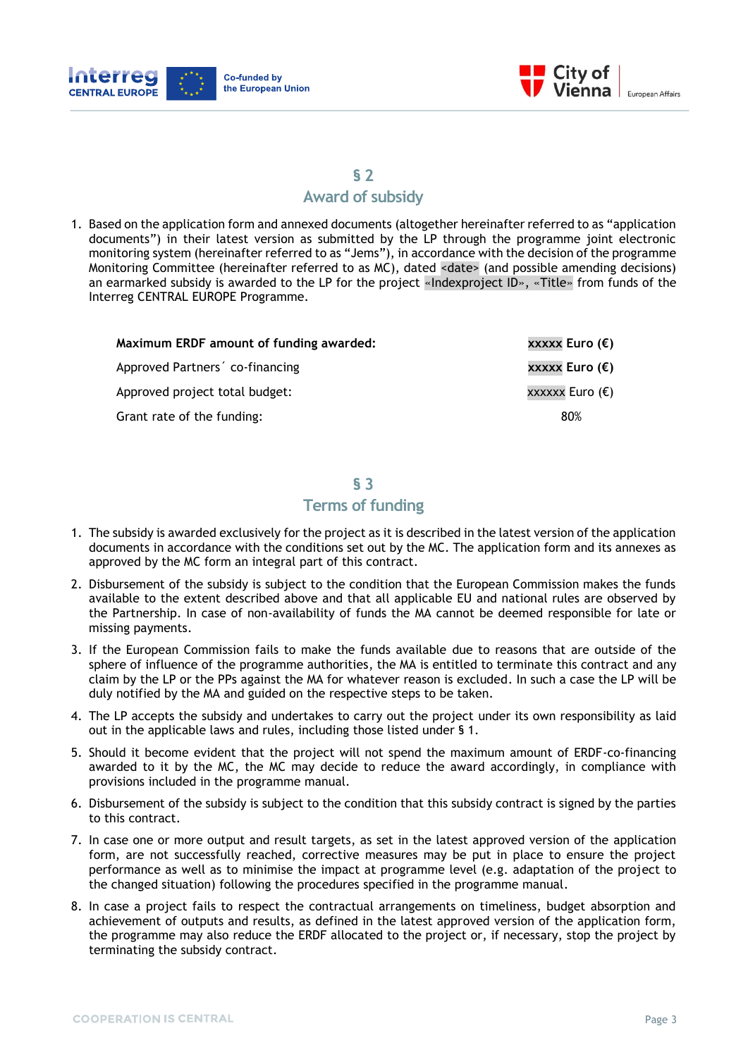## § 2
## Award of subsidy

1. Based on the application form and annexed documents (altogether hereinafter referred to as "application documents") in their latest version as submitted by the LP through the programme joint electronic monitoring system (hereinafter referred to as "Jems"), in accordance with the decision of the programme Monitoring Committee (hereinafter referred to as MC), dated <date> (and possible amending decisions) an earmarked subsidy is awarded to the LP for the project «Indexproject ID», «Title» from funds of the Interreg CENTRAL EUROPE Programme.

| | |
|---|---|
| **Maximum ERDF amount of funding awarded:** | **xxxxx Euro (€)** |
| Approved Partners´ co-financing | **xxxxx Euro (€)** |
| Approved project total budget: | xxxxxx Euro (€) |
| Grant rate of the funding: | 80% |

## § 3
## Terms of funding

1. The subsidy is awarded exclusively for the project as it is described in the latest version of the application documents in accordance with the conditions set out by the MC. The application form and its annexes as approved by the MC form an integral part of this contract.
2. Disbursement of the subsidy is subject to the condition that the European Commission makes the funds available to the extent described above and that all applicable EU and national rules are observed by the Partnership. In case of non-availability of funds the MA cannot be deemed responsible for late or missing payments.
3. If the European Commission fails to make the funds available due to reasons that are outside of the sphere of influence of the programme authorities, the MA is entitled to terminate this contract and any claim by the LP or the PPs against the MA for whatever reason is excluded. In such a case the LP will be duly notified by the MA and guided on the respective steps to be taken.
4. The LP accepts the subsidy and undertakes to carry out the project under its own responsibility as laid out in the applicable laws and rules, including those listed under § 1.
5. Should it become evident that the project will not spend the maximum amount of ERDF-co-financing awarded to it by the MC, the MC may decide to reduce the award accordingly, in compliance with provisions included in the programme manual.
6. Disbursement of the subsidy is subject to the condition that this subsidy contract is signed by the parties to this contract.
7. In case one or more output and result targets, as set in the latest approved version of the application form, are not successfully reached, corrective measures may be put in place to ensure the project performance as well as to minimise the impact at programme level (e.g. adaptation of the project to the changed situation) following the procedures specified in the programme manual.
8. In case a project fails to respect the contractual arrangements on timeliness, budget absorption and achievement of outputs and results, as defined in the latest approved version of the application form, the programme may also reduce the ERDF allocated to the project or, if necessary, stop the project by terminating the subsidy contract.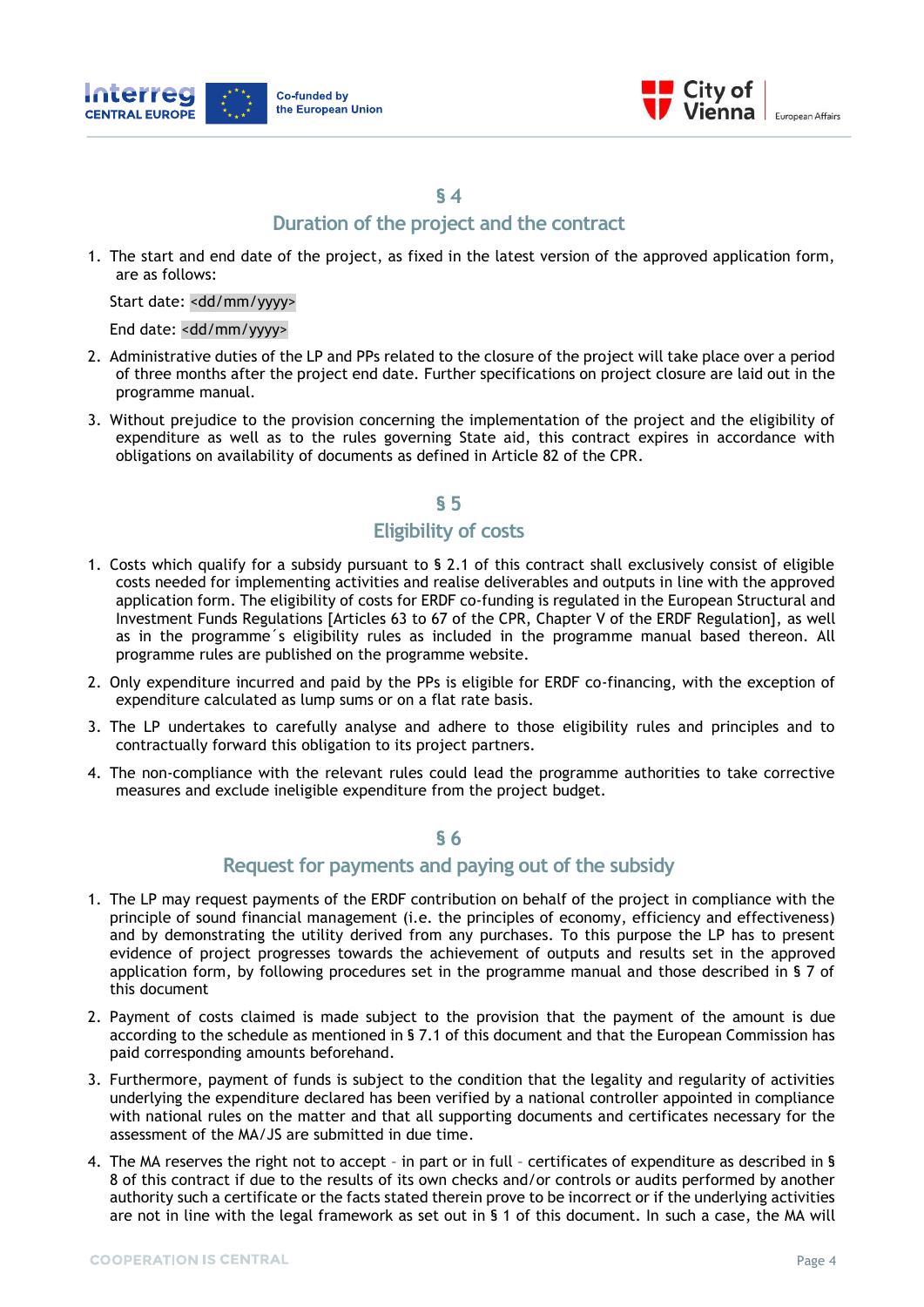## § 4

## Duration of the project and the contract

1. The start and end date of the project, as fixed in the latest version of the approved application form, are as follows:

   Start date: <dd/mm/yyyy>

   End date: <dd/mm/yyyy>

2. Administrative duties of the LP and PPs related to the closure of the project will take place over a period of three months after the project end date. Further specifications on project closure are laid out in the programme manual.

3. Without prejudice to the provision concerning the implementation of the project and the eligibility of expenditure as well as to the rules governing State aid, this contract expires in accordance with obligations on availability of documents as defined in Article 82 of the CPR.

## § 5

## Eligibility of costs

1. Costs which qualify for a subsidy pursuant to § 2.1 of this contract shall exclusively consist of eligible costs needed for implementing activities and realise deliverables and outputs in line with the approved application form. The eligibility of costs for ERDF co-funding is regulated in the European Structural and Investment Funds Regulations [Articles 63 to 67 of the CPR, Chapter V of the ERDF Regulation], as well as in the programme´s eligibility rules as included in the programme manual based thereon. All programme rules are published on the programme website.

2. Only expenditure incurred and paid by the PPs is eligible for ERDF co-financing, with the exception of expenditure calculated as lump sums or on a flat rate basis.

3. The LP undertakes to carefully analyse and adhere to those eligibility rules and principles and to contractually forward this obligation to its project partners.

4. The non-compliance with the relevant rules could lead the programme authorities to take corrective measures and exclude ineligible expenditure from the project budget.

## § 6

## Request for payments and paying out of the subsidy

1. The LP may request payments of the ERDF contribution on behalf of the project in compliance with the principle of sound financial management (i.e. the principles of economy, efficiency and effectiveness) and by demonstrating the utility derived from any purchases. To this purpose the LP has to present evidence of project progresses towards the achievement of outputs and results set in the approved application form, by following procedures set in the programme manual and those described in § 7 of this document

2. Payment of costs claimed is made subject to the provision that the payment of the amount is due according to the schedule as mentioned in § 7.1 of this document and that the European Commission has paid corresponding amounts beforehand.

3. Furthermore, payment of funds is subject to the condition that the legality and regularity of activities underlying the expenditure declared has been verified by a national controller appointed in compliance with national rules on the matter and that all supporting documents and certificates necessary for the assessment of the MA/JS are submitted in due time.

4. The MA reserves the right not to accept – in part or in full – certificates of expenditure as described in § 8 of this contract if due to the results of its own checks and/or controls or audits performed by another authority such a certificate or the facts stated therein prove to be incorrect or if the underlying activities are not in line with the legal framework as set out in § 1 of this document. In such a case, the MA will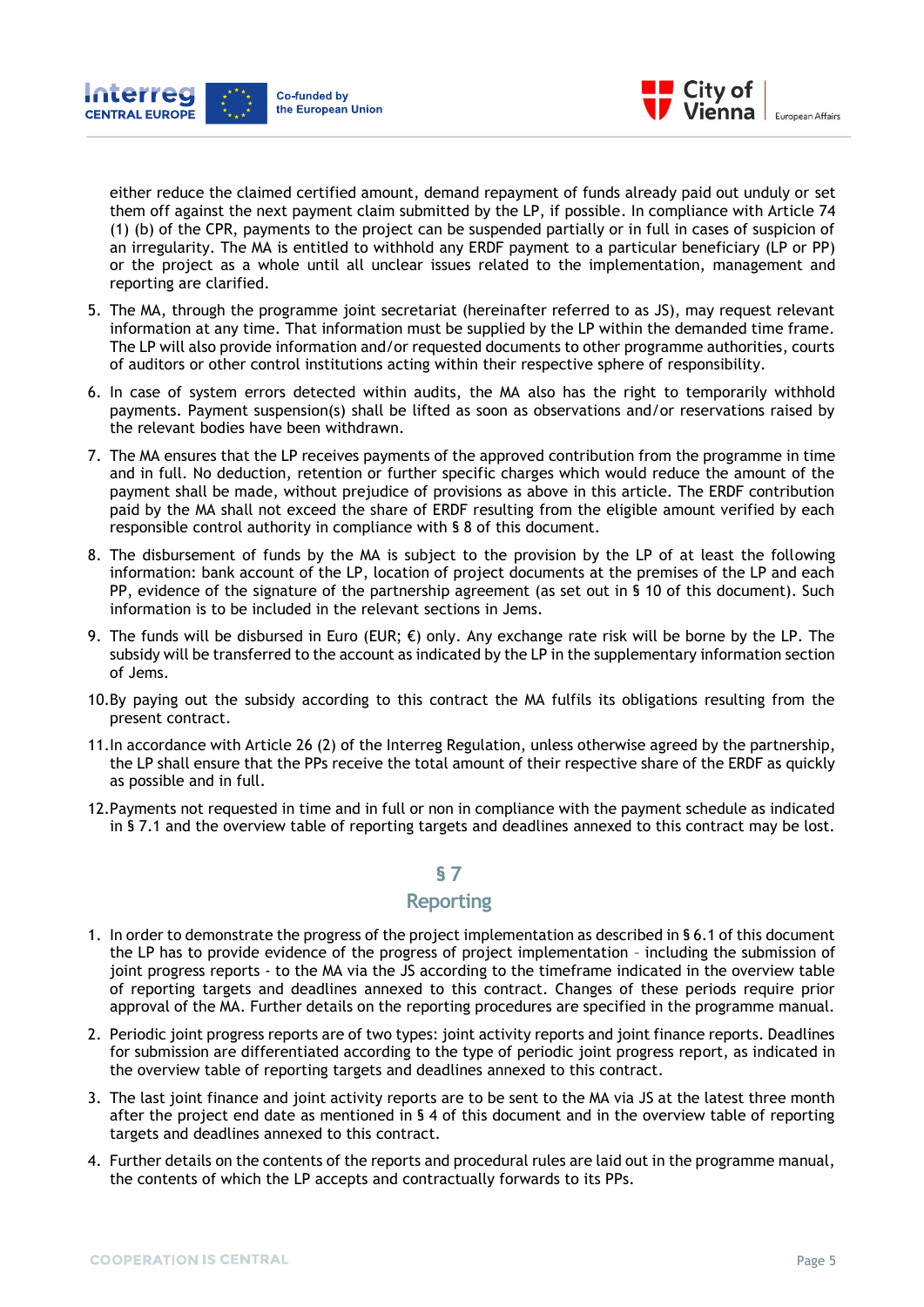either reduce the claimed certified amount, demand repayment of funds already paid out unduly or set them off against the next payment claim submitted by the LP, if possible. In compliance with Article 74 (1) (b) of the CPR, payments to the project can be suspended partially or in full in cases of suspicion of an irregularity. The MA is entitled to withhold any ERDF payment to a particular beneficiary (LP or PP) or the project as a whole until all unclear issues related to the implementation, management and reporting are clarified.

5. The MA, through the programme joint secretariat (hereinafter referred to as JS), may request relevant information at any time. That information must be supplied by the LP within the demanded time frame. The LP will also provide information and/or requested documents to other programme authorities, courts of auditors or other control institutions acting within their respective sphere of responsibility.
6. In case of system errors detected within audits, the MA also has the right to temporarily withhold payments. Payment suspension(s) shall be lifted as soon as observations and/or reservations raised by the relevant bodies have been withdrawn.
7. The MA ensures that the LP receives payments of the approved contribution from the programme in time and in full. No deduction, retention or further specific charges which would reduce the amount of the payment shall be made, without prejudice of provisions as above in this article. The ERDF contribution paid by the MA shall not exceed the share of ERDF resulting from the eligible amount verified by each responsible control authority in compliance with § 8 of this document.
8. The disbursement of funds by the MA is subject to the provision by the LP of at least the following information: bank account of the LP, location of project documents at the premises of the LP and each PP, evidence of the signature of the partnership agreement (as set out in § 10 of this document). Such information is to be included in the relevant sections in Jems.
9. The funds will be disbursed in Euro (EUR; €) only. Any exchange rate risk will be borne by the LP. The subsidy will be transferred to the account as indicated by the LP in the supplementary information section of Jems.
10. By paying out the subsidy according to this contract the MA fulfils its obligations resulting from the present contract.
11. In accordance with Article 26 (2) of the Interreg Regulation, unless otherwise agreed by the partnership, the LP shall ensure that the PPs receive the total amount of their respective share of the ERDF as quickly as possible and in full.
12. Payments not requested in time and in full or non in compliance with the payment schedule as indicated in § 7.1 and the overview table of reporting targets and deadlines annexed to this contract may be lost.

## § 7
## Reporting

1. In order to demonstrate the progress of the project implementation as described in § 6.1 of this document the LP has to provide evidence of the progress of project implementation – including the submission of joint progress reports - to the MA via the JS according to the timeframe indicated in the overview table of reporting targets and deadlines annexed to this contract. Changes of these periods require prior approval of the MA. Further details on the reporting procedures are specified in the programme manual.
2. Periodic joint progress reports are of two types: joint activity reports and joint finance reports. Deadlines for submission are differentiated according to the type of periodic joint progress report, as indicated in the overview table of reporting targets and deadlines annexed to this contract.
3. The last joint finance and joint activity reports are to be sent to the MA via JS at the latest three month after the project end date as mentioned in § 4 of this document and in the overview table of reporting targets and deadlines annexed to this contract.
4. Further details on the contents of the reports and procedural rules are laid out in the programme manual, the contents of which the LP accepts and contractually forwards to its PPs.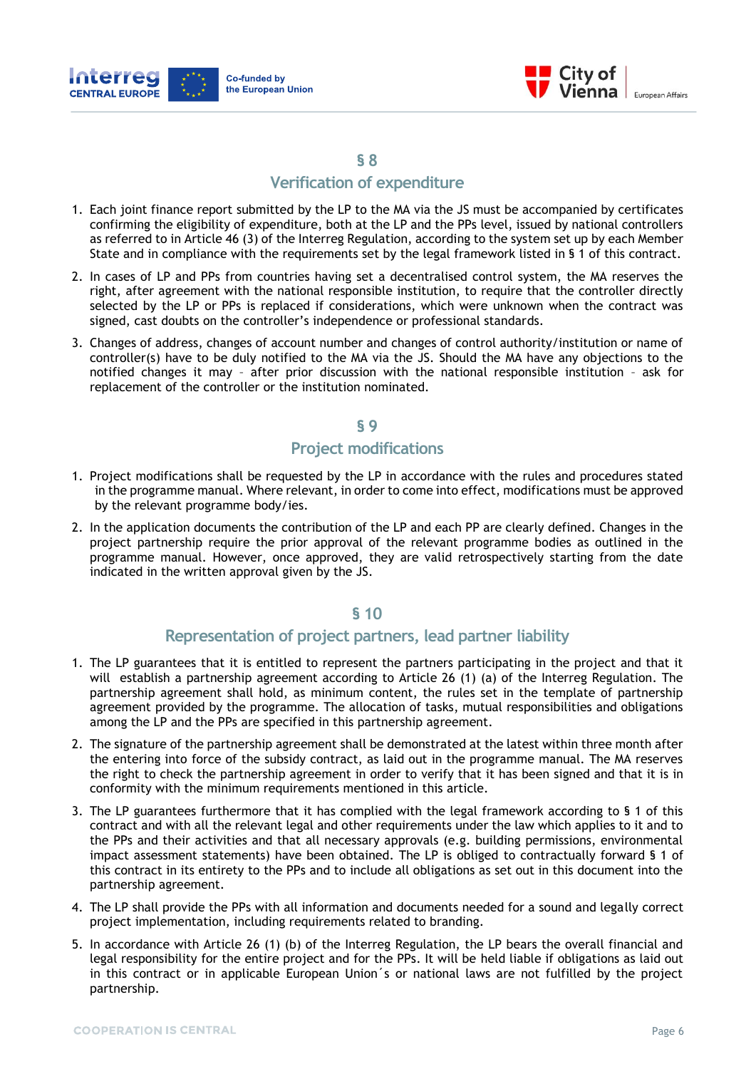## § 8
## Verification of expenditure

1. Each joint finance report submitted by the LP to the MA via the JS must be accompanied by certificates confirming the eligibility of expenditure, both at the LP and the PPs level, issued by national controllers as referred to in Article 46 (3) of the Interreg Regulation, according to the system set up by each Member State and in compliance with the requirements set by the legal framework listed in § 1 of this contract.
2. In cases of LP and PPs from countries having set a decentralised control system, the MA reserves the right, after agreement with the national responsible institution, to require that the controller directly selected by the LP or PPs is replaced if considerations, which were unknown when the contract was signed, cast doubts on the controller's independence or professional standards.
3. Changes of address, changes of account number and changes of control authority/institution or name of controller(s) have to be duly notified to the MA via the JS. Should the MA have any objections to the notified changes it may – after prior discussion with the national responsible institution – ask for replacement of the controller or the institution nominated.

## § 9
## Project modifications

1. Project modifications shall be requested by the LP in accordance with the rules and procedures stated in the programme manual. Where relevant, in order to come into effect, modifications must be approved by the relevant programme body/ies.
2. In the application documents the contribution of the LP and each PP are clearly defined. Changes in the project partnership require the prior approval of the relevant programme bodies as outlined in the programme manual. However, once approved, they are valid retrospectively starting from the date indicated in the written approval given by the JS.

## § 10
## Representation of project partners, lead partner liability

1. The LP guarantees that it is entitled to represent the partners participating in the project and that it will establish a partnership agreement according to Article 26 (1) (a) of the Interreg Regulation. The partnership agreement shall hold, as minimum content, the rules set in the template of partnership agreement provided by the programme. The allocation of tasks, mutual responsibilities and obligations among the LP and the PPs are specified in this partnership agreement.
2. The signature of the partnership agreement shall be demonstrated at the latest within three month after the entering into force of the subsidy contract, as laid out in the programme manual. The MA reserves the right to check the partnership agreement in order to verify that it has been signed and that it is in conformity with the minimum requirements mentioned in this article.
3. The LP guarantees furthermore that it has complied with the legal framework according to § 1 of this contract and with all the relevant legal and other requirements under the law which applies to it and to the PPs and their activities and that all necessary approvals (e.g. building permissions, environmental impact assessment statements) have been obtained. The LP is obliged to contractually forward § 1 of this contract in its entirety to the PPs and to include all obligations as set out in this document into the partnership agreement.
4. The LP shall provide the PPs with all information and documents needed for a sound and legally correct project implementation, including requirements related to branding.
5. In accordance with Article 26 (1) (b) of the Interreg Regulation, the LP bears the overall financial and legal responsibility for the entire project and for the PPs. It will be held liable if obligations as laid out in this contract or in applicable European Union´s or national laws are not fulfilled by the project partnership.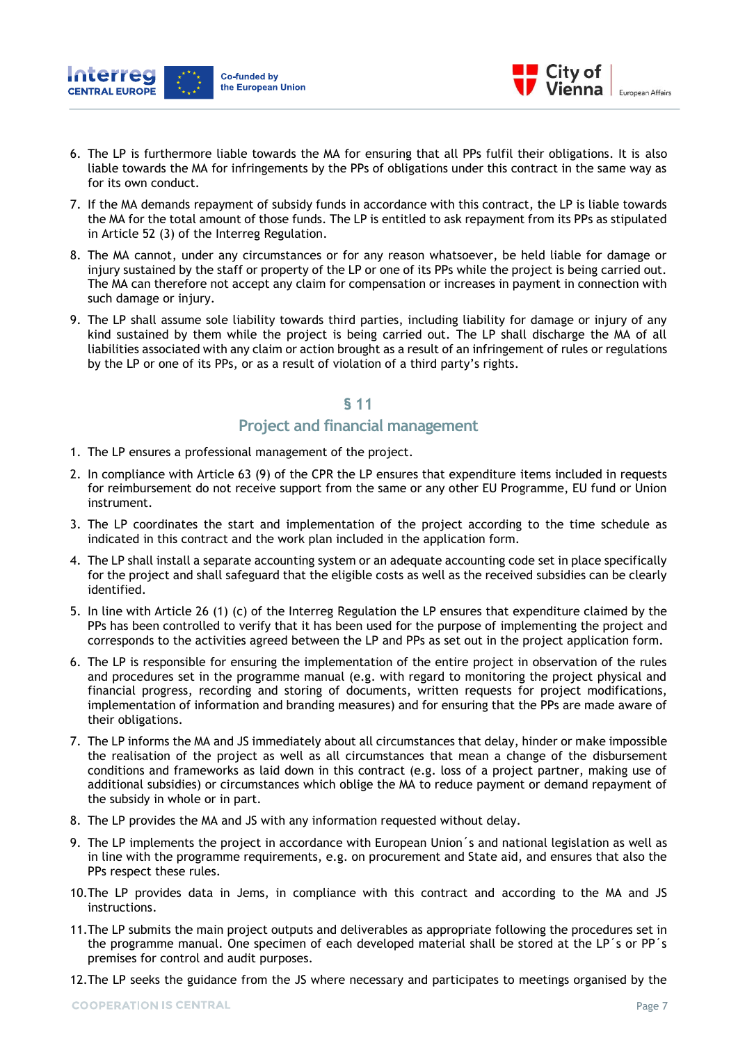6. The LP is furthermore liable towards the MA for ensuring that all PPs fulfil their obligations. It is also liable towards the MA for infringements by the PPs of obligations under this contract in the same way as for its own conduct.
7. If the MA demands repayment of subsidy funds in accordance with this contract, the LP is liable towards the MA for the total amount of those funds. The LP is entitled to ask repayment from its PPs as stipulated in Article 52 (3) of the Interreg Regulation.
8. The MA cannot, under any circumstances or for any reason whatsoever, be held liable for damage or injury sustained by the staff or property of the LP or one of its PPs while the project is being carried out. The MA can therefore not accept any claim for compensation or increases in payment in connection with such damage or injury.
9. The LP shall assume sole liability towards third parties, including liability for damage or injury of any kind sustained by them while the project is being carried out. The LP shall discharge the MA of all liabilities associated with any claim or action brought as a result of an infringement of rules or regulations by the LP or one of its PPs, or as a result of violation of a third party's rights.

## § 11
## Project and financial management

1. The LP ensures a professional management of the project.
2. In compliance with Article 63 (9) of the CPR the LP ensures that expenditure items included in requests for reimbursement do not receive support from the same or any other EU Programme, EU fund or Union instrument.
3. The LP coordinates the start and implementation of the project according to the time schedule as indicated in this contract and the work plan included in the application form.
4. The LP shall install a separate accounting system or an adequate accounting code set in place specifically for the project and shall safeguard that the eligible costs as well as the received subsidies can be clearly identified.
5. In line with Article 26 (1) (c) of the Interreg Regulation the LP ensures that expenditure claimed by the PPs has been controlled to verify that it has been used for the purpose of implementing the project and corresponds to the activities agreed between the LP and PPs as set out in the project application form.
6. The LP is responsible for ensuring the implementation of the entire project in observation of the rules and procedures set in the programme manual (e.g. with regard to monitoring the project physical and financial progress, recording and storing of documents, written requests for project modifications, implementation of information and branding measures) and for ensuring that the PPs are made aware of their obligations.
7. The LP informs the MA and JS immediately about all circumstances that delay, hinder or make impossible the realisation of the project as well as all circumstances that mean a change of the disbursement conditions and frameworks as laid down in this contract (e.g. loss of a project partner, making use of additional subsidies) or circumstances which oblige the MA to reduce payment or demand repayment of the subsidy in whole or in part.
8. The LP provides the MA and JS with any information requested without delay.
9. The LP implements the project in accordance with European Union´s and national legislation as well as in line with the programme requirements, e.g. on procurement and State aid, and ensures that also the PPs respect these rules.
10. The LP provides data in Jems, in compliance with this contract and according to the MA and JS instructions.
11. The LP submits the main project outputs and deliverables as appropriate following the procedures set in the programme manual. One specimen of each developed material shall be stored at the LP´s or PP´s premises for control and audit purposes.
12. The LP seeks the guidance from the JS where necessary and participates to meetings organised by the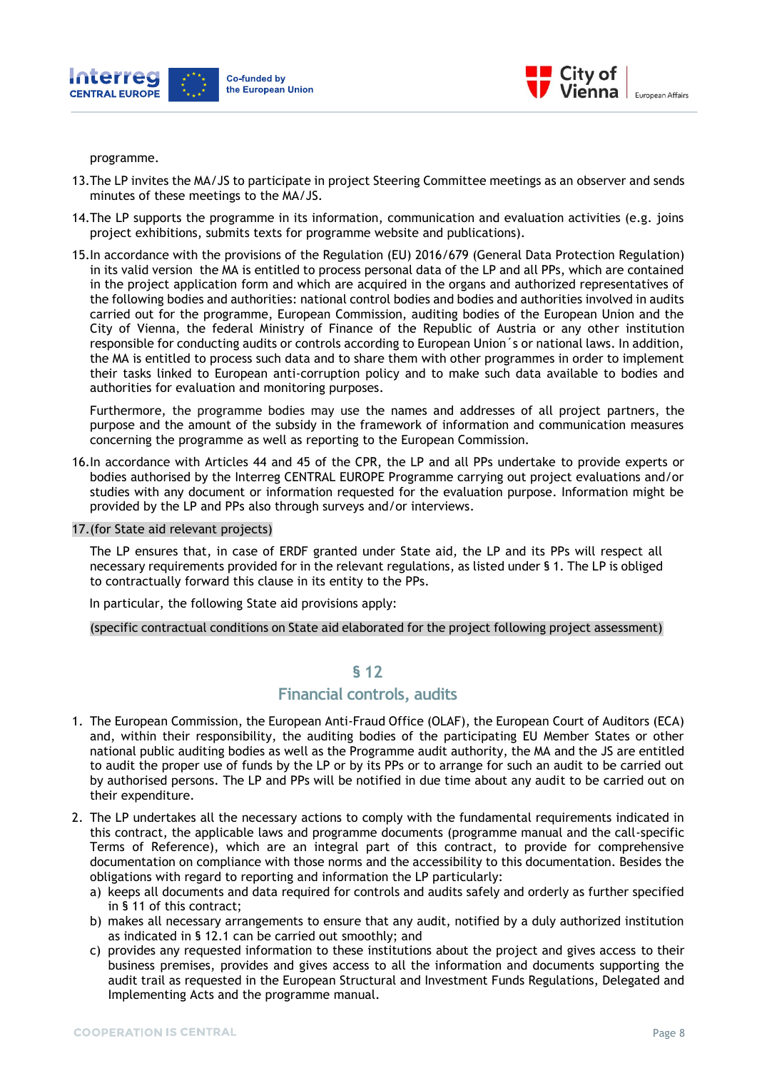programme.

13. The LP invites the MA/JS to participate in project Steering Committee meetings as an observer and sends minutes of these meetings to the MA/JS.

14. The LP supports the programme in its information, communication and evaluation activities (e.g. joins project exhibitions, submits texts for programme website and publications).

15. In accordance with the provisions of the Regulation (EU) 2016/679 (General Data Protection Regulation) in its valid version the MA is entitled to process personal data of the LP and all PPs, which are contained in the project application form and which are acquired in the organs and authorized representatives of the following bodies and authorities: national control bodies and bodies and authorities involved in audits carried out for the programme, European Commission, auditing bodies of the European Union and the City of Vienna, the federal Ministry of Finance of the Republic of Austria or any other institution responsible for conducting audits or controls according to European Union´s or national laws. In addition, the MA is entitled to process such data and to share them with other programmes in order to implement their tasks linked to European anti-corruption policy and to make such data available to bodies and authorities for evaluation and monitoring purposes.

    Furthermore, the programme bodies may use the names and addresses of all project partners, the purpose and the amount of the subsidy in the framework of information and communication measures concerning the programme as well as reporting to the European Commission.

16. In accordance with Articles 44 and 45 of the CPR, the LP and all PPs undertake to provide experts or bodies authorised by the Interreg CENTRAL EUROPE Programme carrying out project evaluations and/or studies with any document or information requested for the evaluation purpose. Information might be provided by the LP and PPs also through surveys and/or interviews.

17. (for State aid relevant projects)

    The LP ensures that, in case of ERDF granted under State aid, the LP and its PPs will respect all necessary requirements provided for in the relevant regulations, as listed under § 1. The LP is obliged to contractually forward this clause in its entity to the PPs.

    In particular, the following State aid provisions apply:

    (specific contractual conditions on State aid elaborated for the project following project assessment)

## § 12
## Financial controls, audits

1. The European Commission, the European Anti-Fraud Office (OLAF), the European Court of Auditors (ECA) and, within their responsibility, the auditing bodies of the participating EU Member States or other national public auditing bodies as well as the Programme audit authority, the MA and the JS are entitled to audit the proper use of funds by the LP or by its PPs or to arrange for such an audit to be carried out by authorised persons. The LP and PPs will be notified in due time about any audit to be carried out on their expenditure.

2. The LP undertakes all the necessary actions to comply with the fundamental requirements indicated in this contract, the applicable laws and programme documents (programme manual and the call-specific Terms of Reference), which are an integral part of this contract, to provide for comprehensive documentation on compliance with those norms and the accessibility to this documentation. Besides the obligations with regard to reporting and information the LP particularly:
   a) keeps all documents and data required for controls and audits safely and orderly as further specified in § 11 of this contract;
   b) makes all necessary arrangements to ensure that any audit, notified by a duly authorized institution as indicated in § 12.1 can be carried out smoothly; and
   c) provides any requested information to these institutions about the project and gives access to their business premises, provides and gives access to all the information and documents supporting the audit trail as requested in the European Structural and Investment Funds Regulations, Delegated and Implementing Acts and the programme manual.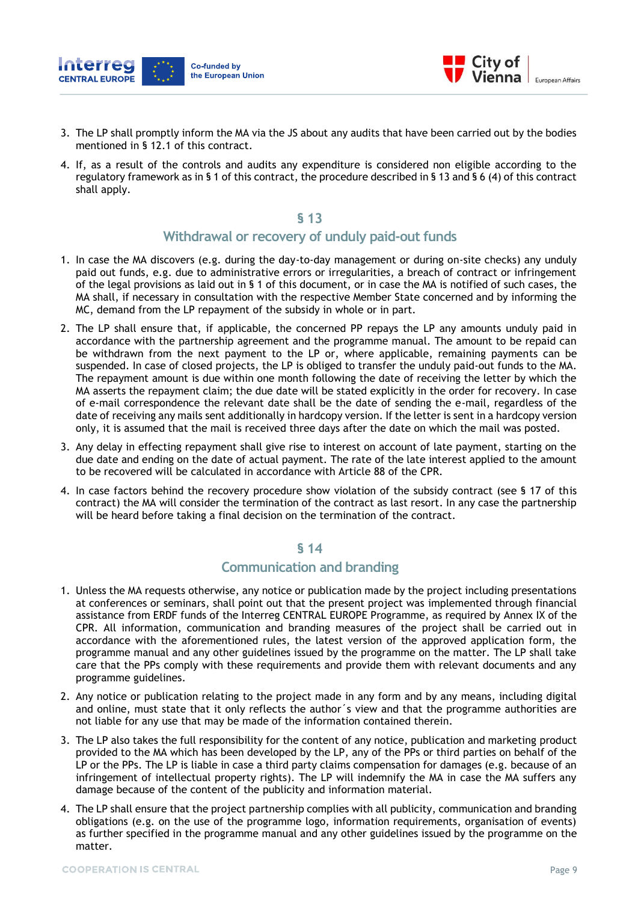3. The LP shall promptly inform the MA via the JS about any audits that have been carried out by the bodies mentioned in § 12.1 of this contract.

4. If, as a result of the controls and audits any expenditure is considered non eligible according to the regulatory framework as in § 1 of this contract, the procedure described in § 13 and § 6 (4) of this contract shall apply.

## § 13

## Withdrawal or recovery of unduly paid-out funds

1. In case the MA discovers (e.g. during the day-to-day management or during on-site checks) any unduly paid out funds, e.g. due to administrative errors or irregularities, a breach of contract or infringement of the legal provisions as laid out in § 1 of this document, or in case the MA is notified of such cases, the MA shall, if necessary in consultation with the respective Member State concerned and by informing the MC, demand from the LP repayment of the subsidy in whole or in part.

2. The LP shall ensure that, if applicable, the concerned PP repays the LP any amounts unduly paid in accordance with the partnership agreement and the programme manual. The amount to be repaid can be withdrawn from the next payment to the LP or, where applicable, remaining payments can be suspended. In case of closed projects, the LP is obliged to transfer the unduly paid-out funds to the MA. The repayment amount is due within one month following the date of receiving the letter by which the MA asserts the repayment claim; the due date will be stated explicitly in the order for recovery. In case of e-mail correspondence the relevant date shall be the date of sending the e-mail, regardless of the date of receiving any mails sent additionally in hardcopy version. If the letter is sent in a hardcopy version only, it is assumed that the mail is received three days after the date on which the mail was posted.

3. Any delay in effecting repayment shall give rise to interest on account of late payment, starting on the due date and ending on the date of actual payment. The rate of the late interest applied to the amount to be recovered will be calculated in accordance with Article 88 of the CPR.

4. In case factors behind the recovery procedure show violation of the subsidy contract (see § 17 of this contract) the MA will consider the termination of the contract as last resort. In any case the partnership will be heard before taking a final decision on the termination of the contract.

## § 14

## Communication and branding

1. Unless the MA requests otherwise, any notice or publication made by the project including presentations at conferences or seminars, shall point out that the present project was implemented through financial assistance from ERDF funds of the Interreg CENTRAL EUROPE Programme, as required by Annex IX of the CPR. All information, communication and branding measures of the project shall be carried out in accordance with the aforementioned rules, the latest version of the approved application form, the programme manual and any other guidelines issued by the programme on the matter. The LP shall take care that the PPs comply with these requirements and provide them with relevant documents and any programme guidelines.

2. Any notice or publication relating to the project made in any form and by any means, including digital and online, must state that it only reflects the author´s view and that the programme authorities are not liable for any use that may be made of the information contained therein.

3. The LP also takes the full responsibility for the content of any notice, publication and marketing product provided to the MA which has been developed by the LP, any of the PPs or third parties on behalf of the LP or the PPs. The LP is liable in case a third party claims compensation for damages (e.g. because of an infringement of intellectual property rights). The LP will indemnify the MA in case the MA suffers any damage because of the content of the publicity and information material.

4. The LP shall ensure that the project partnership complies with all publicity, communication and branding obligations (e.g. on the use of the programme logo, information requirements, organisation of events) as further specified in the programme manual and any other guidelines issued by the programme on the matter.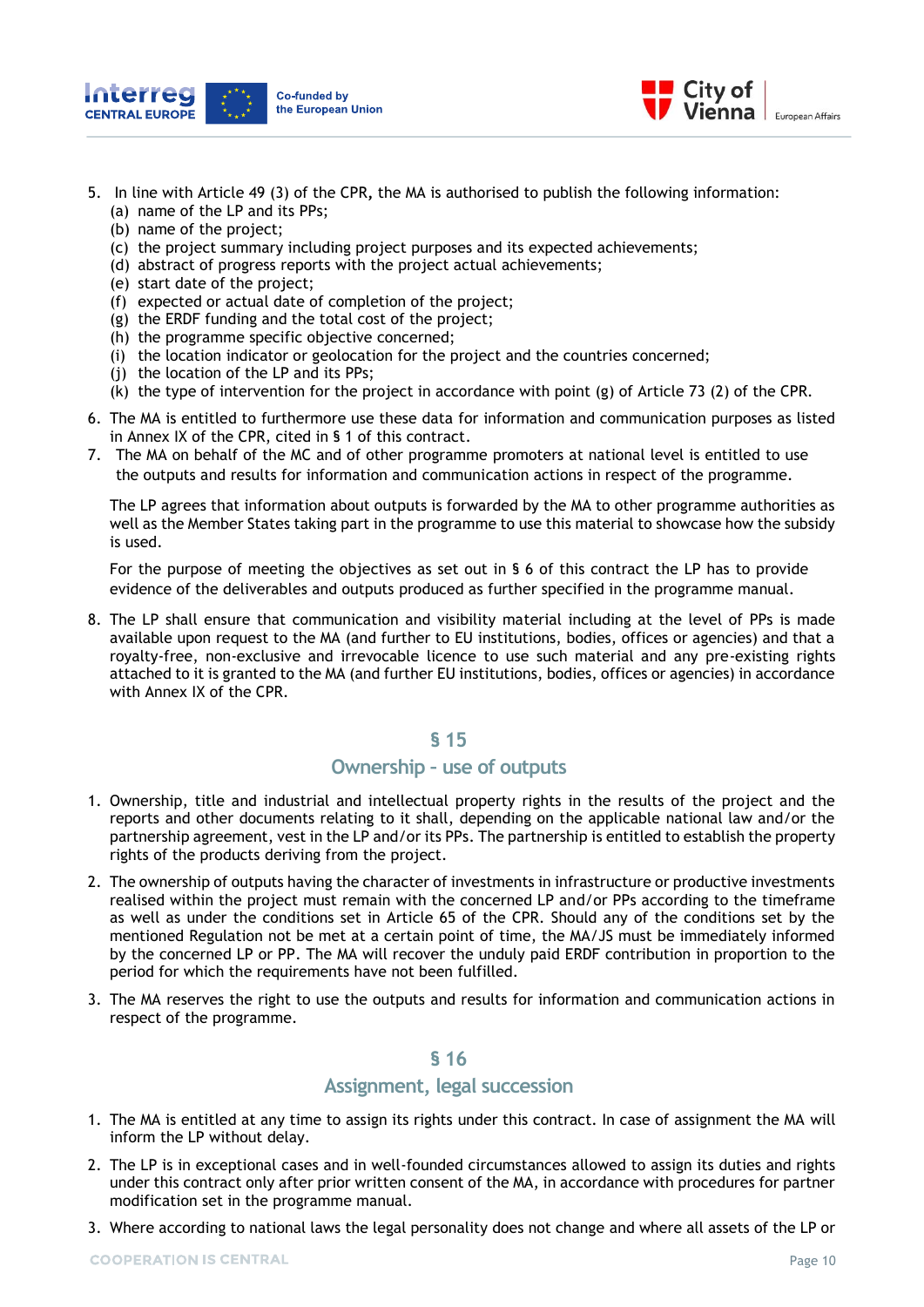5. In line with Article 49 (3) of the CPR, the MA is authorised to publish the following information:
   (a) name of the LP and its PPs;
   (b) name of the project;
   (c) the project summary including project purposes and its expected achievements;
   (d) abstract of progress reports with the project actual achievements;
   (e) start date of the project;
   (f) expected or actual date of completion of the project;
   (g) the ERDF funding and the total cost of the project;
   (h) the programme specific objective concerned;
   (i) the location indicator or geolocation for the project and the countries concerned;
   (j) the location of the LP and its PPs;
   (k) the type of intervention for the project in accordance with point (g) of Article 73 (2) of the CPR.
6. The MA is entitled to furthermore use these data for information and communication purposes as listed in Annex IX of the CPR, cited in § 1 of this contract.
7. The MA on behalf of the MC and of other programme promoters at national level is entitled to use the outputs and results for information and communication actions in respect of the programme.

   The LP agrees that information about outputs is forwarded by the MA to other programme authorities as well as the Member States taking part in the programme to use this material to showcase how the subsidy is used.

   For the purpose of meeting the objectives as set out in § 6 of this contract the LP has to provide evidence of the deliverables and outputs produced as further specified in the programme manual.
8. The LP shall ensure that communication and visibility material including at the level of PPs is made available upon request to the MA (and further to EU institutions, bodies, offices or agencies) and that a royalty-free, non-exclusive and irrevocable licence to use such material and any pre-existing rights attached to it is granted to the MA (and further EU institutions, bodies, offices or agencies) in accordance with Annex IX of the CPR.

## § 15
## Ownership - use of outputs

1. Ownership, title and industrial and intellectual property rights in the results of the project and the reports and other documents relating to it shall, depending on the applicable national law and/or the partnership agreement, vest in the LP and/or its PPs. The partnership is entitled to establish the property rights of the products deriving from the project.
2. The ownership of outputs having the character of investments in infrastructure or productive investments realised within the project must remain with the concerned LP and/or PPs according to the timeframe as well as under the conditions set in Article 65 of the CPR. Should any of the conditions set by the mentioned Regulation not be met at a certain point of time, the MA/JS must be immediately informed by the concerned LP or PP. The MA will recover the unduly paid ERDF contribution in proportion to the period for which the requirements have not been fulfilled.
3. The MA reserves the right to use the outputs and results for information and communication actions in respect of the programme.

## § 16
## Assignment, legal succession

1. The MA is entitled at any time to assign its rights under this contract. In case of assignment the MA will inform the LP without delay.
2. The LP is in exceptional cases and in well-founded circumstances allowed to assign its duties and rights under this contract only after prior written consent of the MA, in accordance with procedures for partner modification set in the programme manual.
3. Where according to national laws the legal personality does not change and where all assets of the LP or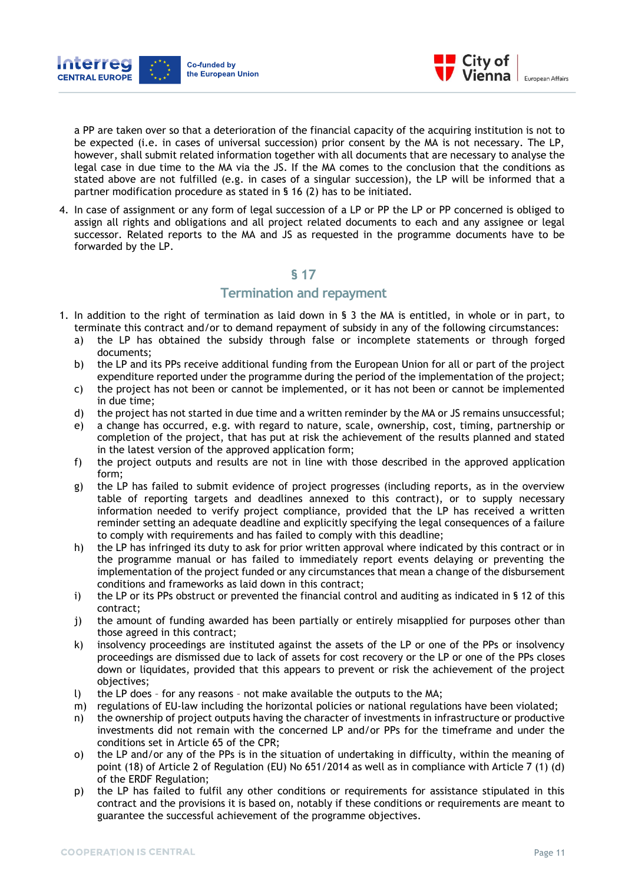a PP are taken over so that a deterioration of the financial capacity of the acquiring institution is not to be expected (i.e. in cases of universal succession) prior consent by the MA is not necessary. The LP, however, shall submit related information together with all documents that are necessary to analyse the legal case in due time to the MA via the JS. If the MA comes to the conclusion that the conditions as stated above are not fulfilled (e.g. in cases of a singular succession), the LP will be informed that a partner modification procedure as stated in § 16 (2) has to be initiated.

4. In case of assignment or any form of legal succession of a LP or PP the LP or PP concerned is obliged to assign all rights and obligations and all project related documents to each and any assignee or legal successor. Related reports to the MA and JS as requested in the programme documents have to be forwarded by the LP.

## § 17
## Termination and repayment

1. In addition to the right of termination as laid down in § 3 the MA is entitled, in whole or in part, to terminate this contract and/or to demand repayment of subsidy in any of the following circumstances:
   a) the LP has obtained the subsidy through false or incomplete statements or through forged documents;
   b) the LP and its PPs receive additional funding from the European Union for all or part of the project expenditure reported under the programme during the period of the implementation of the project;
   c) the project has not been or cannot be implemented, or it has not been or cannot be implemented in due time;
   d) the project has not started in due time and a written reminder by the MA or JS remains unsuccessful;
   e) a change has occurred, e.g. with regard to nature, scale, ownership, cost, timing, partnership or completion of the project, that has put at risk the achievement of the results planned and stated in the latest version of the approved application form;
   f) the project outputs and results are not in line with those described in the approved application form;
   g) the LP has failed to submit evidence of project progresses (including reports, as in the overview table of reporting targets and deadlines annexed to this contract), or to supply necessary information needed to verify project compliance, provided that the LP has received a written reminder setting an adequate deadline and explicitly specifying the legal consequences of a failure to comply with requirements and has failed to comply with this deadline;
   h) the LP has infringed its duty to ask for prior written approval where indicated by this contract or in the programme manual or has failed to immediately report events delaying or preventing the implementation of the project funded or any circumstances that mean a change of the disbursement conditions and frameworks as laid down in this contract;
   i) the LP or its PPs obstruct or prevented the financial control and auditing as indicated in § 12 of this contract;
   j) the amount of funding awarded has been partially or entirely misapplied for purposes other than those agreed in this contract;
   k) insolvency proceedings are instituted against the assets of the LP or one of the PPs or insolvency proceedings are dismissed due to lack of assets for cost recovery or the LP or one of the PPs closes down or liquidates, provided that this appears to prevent or risk the achievement of the project objectives;
   l) the LP does – for any reasons – not make available the outputs to the MA;
   m) regulations of EU-law including the horizontal policies or national regulations have been violated;
   n) the ownership of project outputs having the character of investments in infrastructure or productive investments did not remain with the concerned LP and/or PPs for the timeframe and under the conditions set in Article 65 of the CPR;
   o) the LP and/or any of the PPs is in the situation of undertaking in difficulty, within the meaning of point (18) of Article 2 of Regulation (EU) No 651/2014 as well as in compliance with Article 7 (1) (d) of the ERDF Regulation;
   p) the LP has failed to fulfil any other conditions or requirements for assistance stipulated in this contract and the provisions it is based on, notably if these conditions or requirements are meant to guarantee the successful achievement of the programme objectives.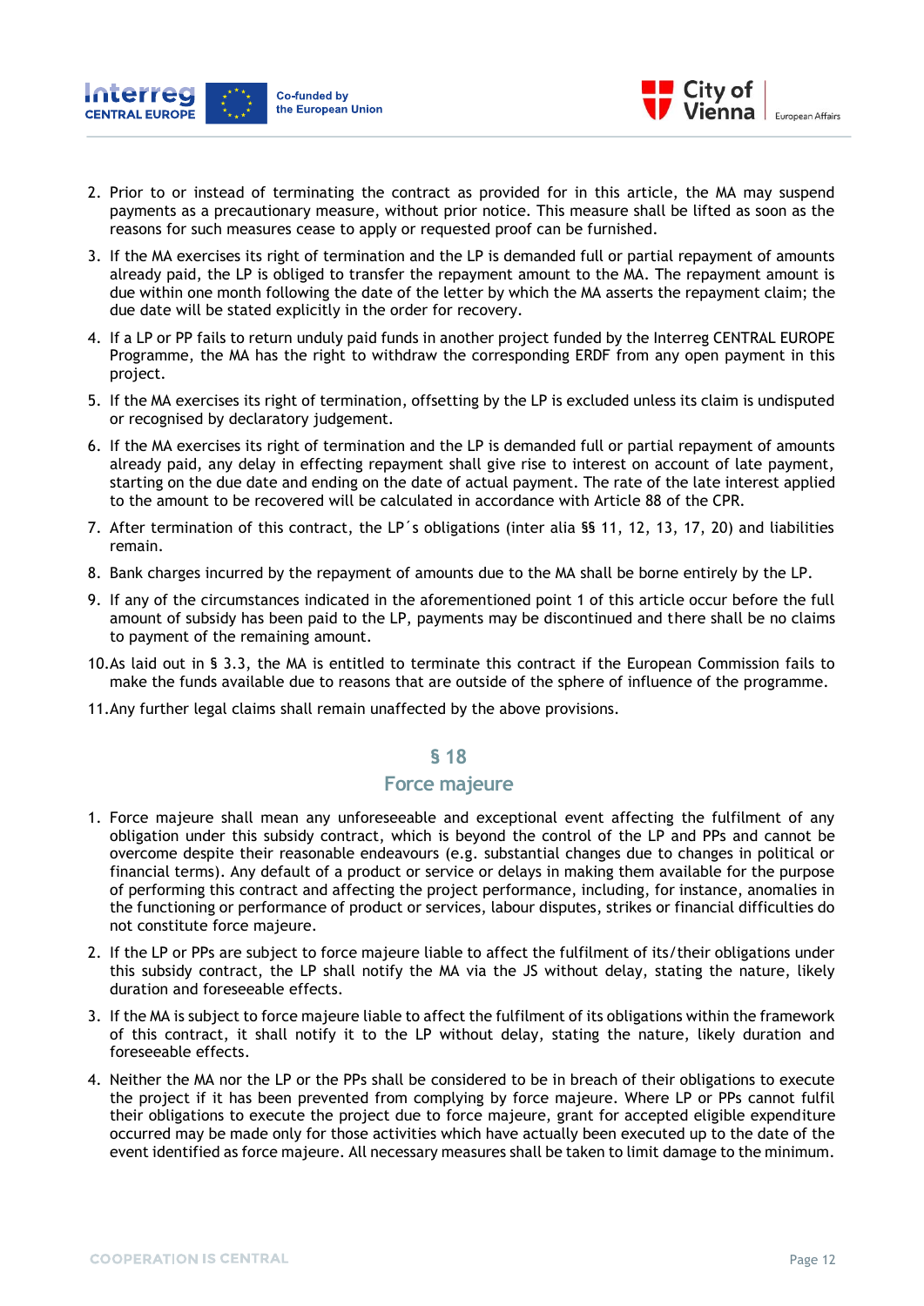2. Prior to or instead of terminating the contract as provided for in this article, the MA may suspend payments as a precautionary measure, without prior notice. This measure shall be lifted as soon as the reasons for such measures cease to apply or requested proof can be furnished.
3. If the MA exercises its right of termination and the LP is demanded full or partial repayment of amounts already paid, the LP is obliged to transfer the repayment amount to the MA. The repayment amount is due within one month following the date of the letter by which the MA asserts the repayment claim; the due date will be stated explicitly in the order for recovery.
4. If a LP or PP fails to return unduly paid funds in another project funded by the Interreg CENTRAL EUROPE Programme, the MA has the right to withdraw the corresponding ERDF from any open payment in this project.
5. If the MA exercises its right of termination, offsetting by the LP is excluded unless its claim is undisputed or recognised by declaratory judgement.
6. If the MA exercises its right of termination and the LP is demanded full or partial repayment of amounts already paid, any delay in effecting repayment shall give rise to interest on account of late payment, starting on the due date and ending on the date of actual payment. The rate of the late interest applied to the amount to be recovered will be calculated in accordance with Article 88 of the CPR.
7. After termination of this contract, the LP´s obligations (inter alia §§ 11, 12, 13, 17, 20) and liabilities remain.
8. Bank charges incurred by the repayment of amounts due to the MA shall be borne entirely by the LP.
9. If any of the circumstances indicated in the aforementioned point 1 of this article occur before the full amount of subsidy has been paid to the LP, payments may be discontinued and there shall be no claims to payment of the remaining amount.
10. As laid out in § 3.3, the MA is entitled to terminate this contract if the European Commission fails to make the funds available due to reasons that are outside of the sphere of influence of the programme.
11. Any further legal claims shall remain unaffected by the above provisions.

## § 18
## Force majeure

1. Force majeure shall mean any unforeseeable and exceptional event affecting the fulfilment of any obligation under this subsidy contract, which is beyond the control of the LP and PPs and cannot be overcome despite their reasonable endeavours (e.g. substantial changes due to changes in political or financial terms). Any default of a product or service or delays in making them available for the purpose of performing this contract and affecting the project performance, including, for instance, anomalies in the functioning or performance of product or services, labour disputes, strikes or financial difficulties do not constitute force majeure.
2. If the LP or PPs are subject to force majeure liable to affect the fulfilment of its/their obligations under this subsidy contract, the LP shall notify the MA via the JS without delay, stating the nature, likely duration and foreseeable effects.
3. If the MA is subject to force majeure liable to affect the fulfilment of its obligations within the framework of this contract, it shall notify it to the LP without delay, stating the nature, likely duration and foreseeable effects.
4. Neither the MA nor the LP or the PPs shall be considered to be in breach of their obligations to execute the project if it has been prevented from complying by force majeure. Where LP or PPs cannot fulfil their obligations to execute the project due to force majeure, grant for accepted eligible expenditure occurred may be made only for those activities which have actually been executed up to the date of the event identified as force majeure. All necessary measures shall be taken to limit damage to the minimum.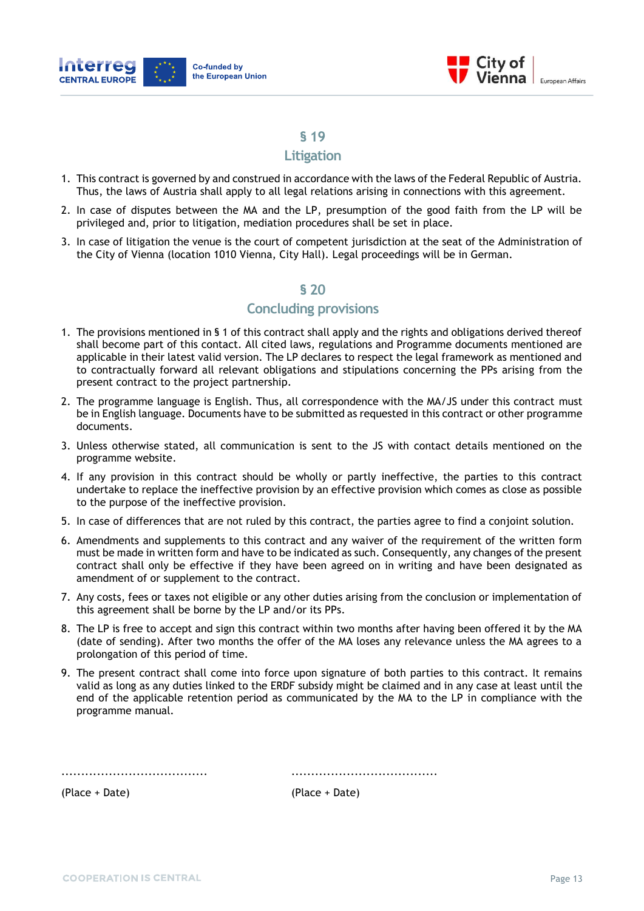## § 19
## Litigation

1. This contract is governed by and construed in accordance with the laws of the Federal Republic of Austria. Thus, the laws of Austria shall apply to all legal relations arising in connections with this agreement.
2. In case of disputes between the MA and the LP, presumption of the good faith from the LP will be privileged and, prior to litigation, mediation procedures shall be set in place.
3. In case of litigation the venue is the court of competent jurisdiction at the seat of the Administration of the City of Vienna (location 1010 Vienna, City Hall). Legal proceedings will be in German.

## § 20
## Concluding provisions

1. The provisions mentioned in § 1 of this contract shall apply and the rights and obligations derived thereof shall become part of this contact. All cited laws, regulations and Programme documents mentioned are applicable in their latest valid version. The LP declares to respect the legal framework as mentioned and to contractually forward all relevant obligations and stipulations concerning the PPs arising from the present contract to the project partnership.
2. The programme language is English. Thus, all correspondence with the MA/JS under this contract must be in English language. Documents have to be submitted as requested in this contract or other programme documents.
3. Unless otherwise stated, all communication is sent to the JS with contact details mentioned on the programme website.
4. If any provision in this contract should be wholly or partly ineffective, the parties to this contract undertake to replace the ineffective provision by an effective provision which comes as close as possible to the purpose of the ineffective provision.
5. In case of differences that are not ruled by this contract, the parties agree to find a conjoint solution.
6. Amendments and supplements to this contract and any waiver of the requirement of the written form must be made in written form and have to be indicated as such. Consequently, any changes of the present contract shall only be effective if they have been agreed on in writing and have been designated as amendment of or supplement to the contract.
7. Any costs, fees or taxes not eligible or any other duties arising from the conclusion or implementation of this agreement shall be borne by the LP and/or its PPs.
8. The LP is free to accept and sign this contract within two months after having been offered it by the MA (date of sending). After two months the offer of the MA loses any relevance unless the MA agrees to a prolongation of this period of time.
9. The present contract shall come into force upon signature of both parties to this contract. It remains valid as long as any duties linked to the ERDF subsidy might be claimed and in any case at least until the end of the applicable retention period as communicated by the MA to the LP in compliance with the programme manual.

| ...................................... | ...................................... |
|---|---|
| (Place + Date) | (Place + Date) |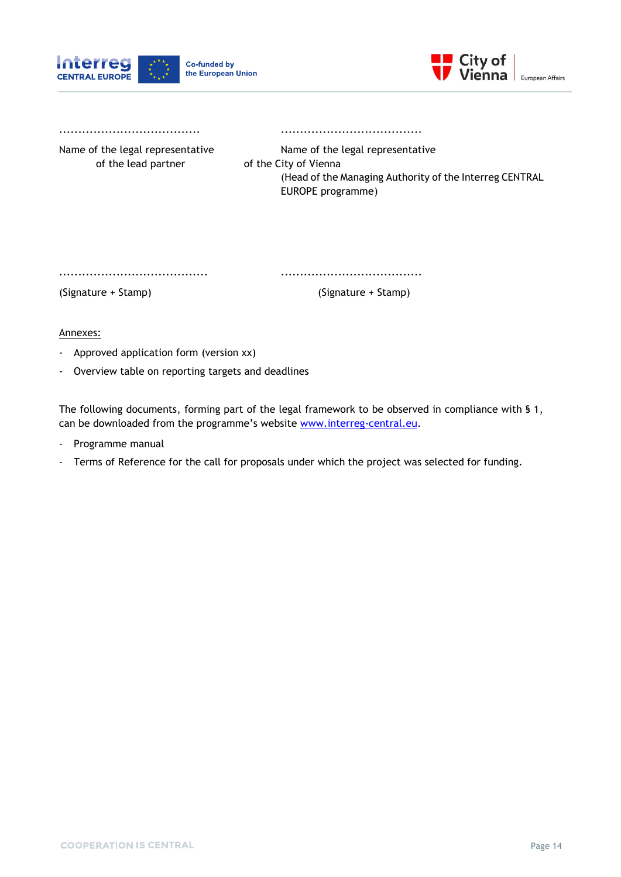| | |
|---|---|
| ..................................... | ..................................... |
| Name of the legal representative of the lead partner | Name of the legal representative of the City of Vienna (Head of the Managing Authority of the Interreg CENTRAL EUROPE programme) |
| ....................................... | ..................................... |
| (Signature + Stamp) | (Signature + Stamp) |

Annexes:

- Approved application form (version xx)
- Overview table on reporting targets and deadlines

The following documents, forming part of the legal framework to be observed in compliance with § 1, can be downloaded from the programme's website www.interreg-central.eu.

- Programme manual
- Terms of Reference for the call for proposals under which the project was selected for funding.